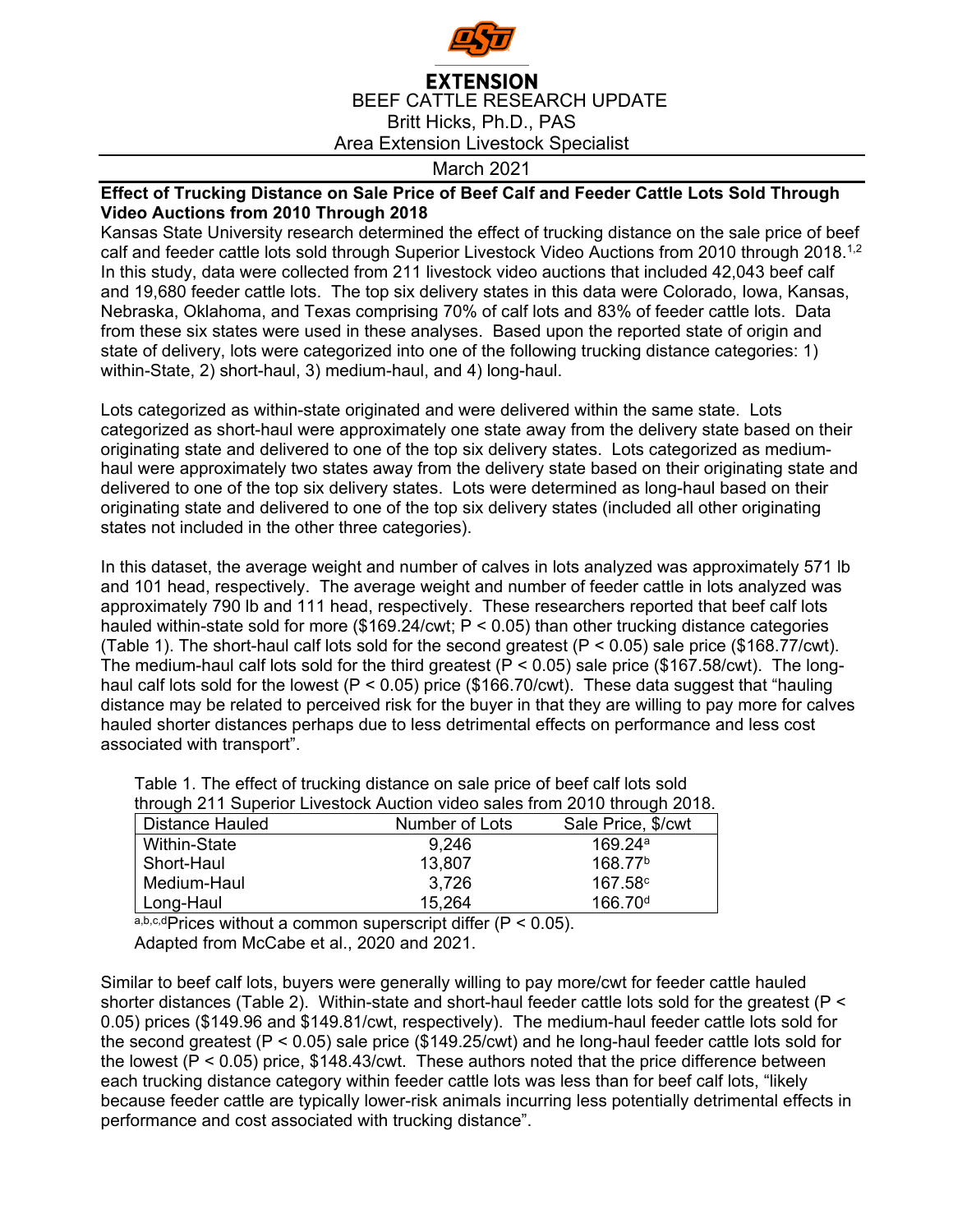**EXTENSION**

BEEF CATTLE RESEARCH UPDATE

Britt Hicks, Ph.D., PAS

Area Extension Livestock Specialist

March 2021

**Effect of Trucking Distance on Sale Price of Beef Calf and Feeder Cattle Lots Sold Through Video Auctions from 2010 Through 2018**

Kansas State University research determined the effect of trucking distance on the sale price of beef calf and feeder cattle lots sold through Superior Livestock Video Auctions from 2010 through 2018.[1,2] In this study, data were collected from 211 livestock video auctions that included 42,043 beef calf and 19,680 feeder cattle lots. The top six delivery states in this data were Colorado, Iowa, Kansas, Nebraska, Oklahoma, and Texas comprising 70% of calf lots and 83% of feeder cattle lots. Data from these six states were used in these analyses. Based upon the reported state of origin and state of delivery, lots were categorized into one of the following trucking distance categories: 1) within-State, 2) short-haul, 3) medium-haul, and 4) long-haul.

Lots categorized as within-state originated and were delivered within the same state. Lots categorized as short-haul were approximately one state away from the delivery state based on their originating state and delivered to one of the top six delivery states. Lots categorized as medium-haul were approximately two states away from the delivery state based on their originating state and delivered to one of the top six delivery states. Lots were determined as long-haul based on their originating state and delivered to one of the top six delivery states (included all other originating states not included in the other three categories).

In this dataset, the average weight and number of calves in lots analyzed was approximately 571 lb and 101 head, respectively. The average weight and number of feeder cattle in lots analyzed was approximately 790 lb and 111 head, respectively. These researchers reported that beef calf lots hauled within-state sold for more (\$169.24/cwt; $P < 0.05$) than other trucking distance categories (Table 1). The short-haul calf lots sold for the second greatest ($P < 0.05$) sale price (\$168.77/cwt). The medium-haul calf lots sold for the third greatest ($P < 0.05$) sale price (\$167.58/cwt). The long-haul calf lots sold for the lowest ($P < 0.05$) price (\$166.70/cwt). These data suggest that "hauling distance may be related to perceived risk for the buyer in that they are willing to pay more for calves hauled shorter distances perhaps due to less detrimental effects on performance and less cost associated with transport".

Table 1. The effect of trucking distance on sale price of beef calf lots sold through 211 Superior Livestock Auction video sales from 2010 through 2018.

| Distance Hauled | Number of Lots | Sale Price, \$/cwt |
|---|---|---|
| Within-State | 9,246 | 169.24[a] |
| Short-Haul | 13,807 | 168.77[b] |
| Medium-Haul | 3,726 | 167.58[c] |
| Long-Haul | 15,264 | 166.70[d] |

[a,b,c,d]Prices without a common superscript differ ($P < 0.05$).
Adapted from McCabe et al., 2020 and 2021.

Similar to beef calf lots, buyers were generally willing to pay more/cwt for feeder cattle hauled shorter distances (Table 2). Within-state and short-haul feeder cattle lots sold for the greatest ($P < 0.05$) prices (\$149.96 and \$149.81/cwt, respectively). The medium-haul feeder cattle lots sold for the second greatest ($P < 0.05$) sale price (\$149.25/cwt) and he long-haul feeder cattle lots sold for the lowest ($P < 0.05$) price, \$148.43/cwt. These authors noted that the price difference between each trucking distance category within feeder cattle lots was less than for beef calf lots, "likely because feeder cattle are typically lower-risk animals incurring less potentially detrimental effects in performance and cost associated with trucking distance".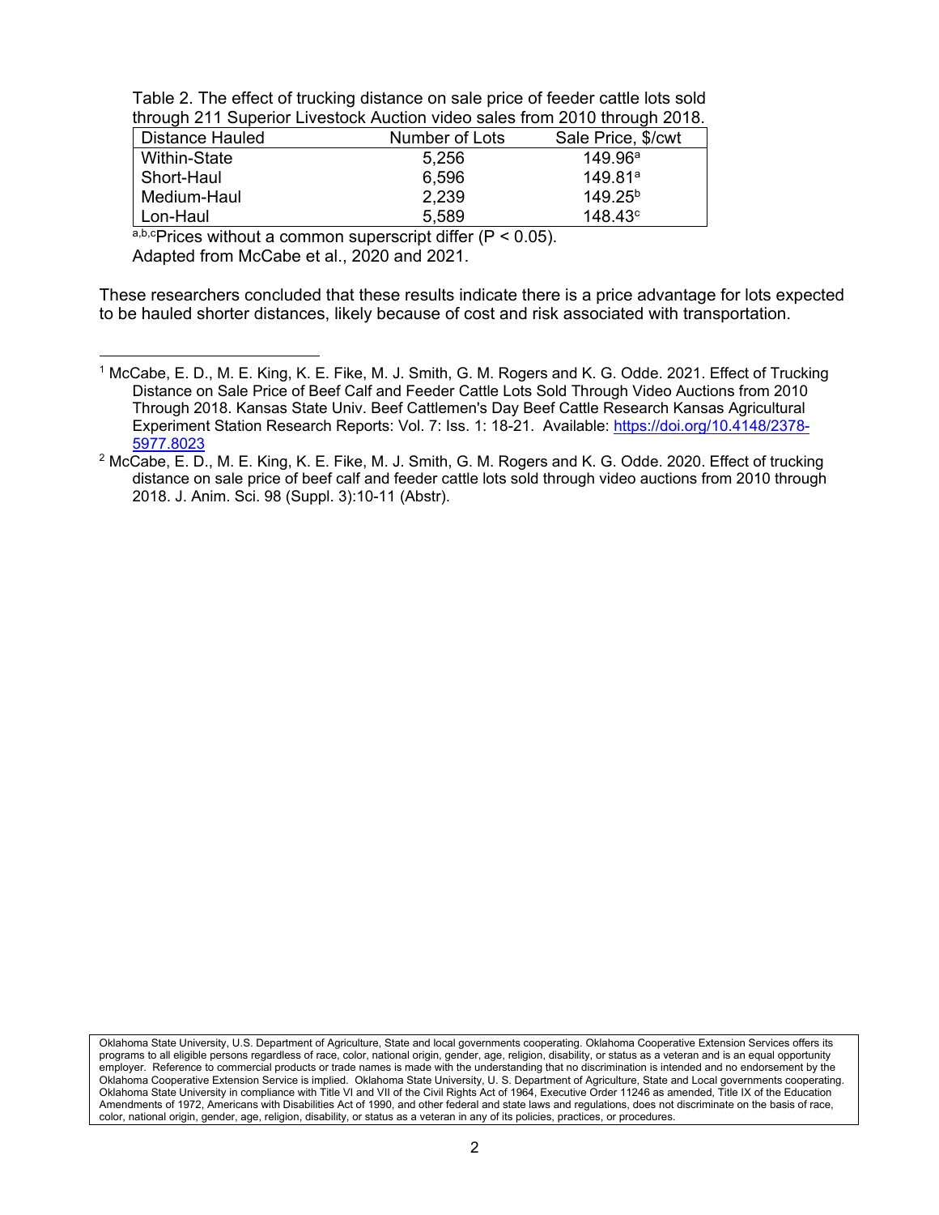Table 2. The effect of trucking distance on sale price of feeder cattle lots sold through 211 Superior Livestock Auction video sales from 2010 through 2018.

| Distance Hauled | Number of Lots | Sale Price, $/cwt |
|---|---|---|
| Within-State | 5,256 | 149.96[a] |
| Short-Haul | 6,596 | 149.81[a] |
| Medium-Haul | 2,239 | 149.25[b] |
| Lon-Haul | 5,589 | 148.43[c] |

[a,b,c]Prices without a common superscript differ ($P < 0.05$).
Adapted from McCabe et al., 2020 and 2021.

These researchers concluded that these results indicate there is a price advantage for lots expected to be hauled shorter distances, likely because of cost and risk associated with transportation.

---

[1] McCabe, E. D., M. E. King, K. E. Fike, M. J. Smith, G. M. Rogers and K. G. Odde. 2021. Effect of Trucking Distance on Sale Price of Beef Calf and Feeder Cattle Lots Sold Through Video Auctions from 2010 Through 2018. Kansas State Univ. Beef Cattlemen's Day Beef Cattle Research Kansas Agricultural Experiment Station Research Reports: Vol. 7: Iss. 1: 18-21. Available: https://doi.org/10.4148/2378-5977.8023

[2] McCabe, E. D., M. E. King, K. E. Fike, M. J. Smith, G. M. Rogers and K. G. Odde. 2020. Effect of trucking distance on sale price of beef calf and feeder cattle lots sold through video auctions from 2010 through 2018. J. Anim. Sci. 98 (Suppl. 3):10-11 (Abstr).

Oklahoma State University, U.S. Department of Agriculture, State and local governments cooperating. Oklahoma Cooperative Extension Services offers its programs to all eligible persons regardless of race, color, national origin, gender, age, religion, disability, or status as a veteran and is an equal opportunity employer. Reference to commercial products or trade names is made with the understanding that no discrimination is intended and no endorsement by the Oklahoma Cooperative Extension Service is implied. Oklahoma State University, U. S. Department of Agriculture, State and Local governments cooperating. Oklahoma State University in compliance with Title VI and VII of the Civil Rights Act of 1964, Executive Order 11246 as amended, Title IX of the Education Amendments of 1972, Americans with Disabilities Act of 1990, and other federal and state laws and regulations, does not discriminate on the basis of race, color, national origin, gender, age, religion, disability, or status as a veteran in any of its policies, practices, or procedures.